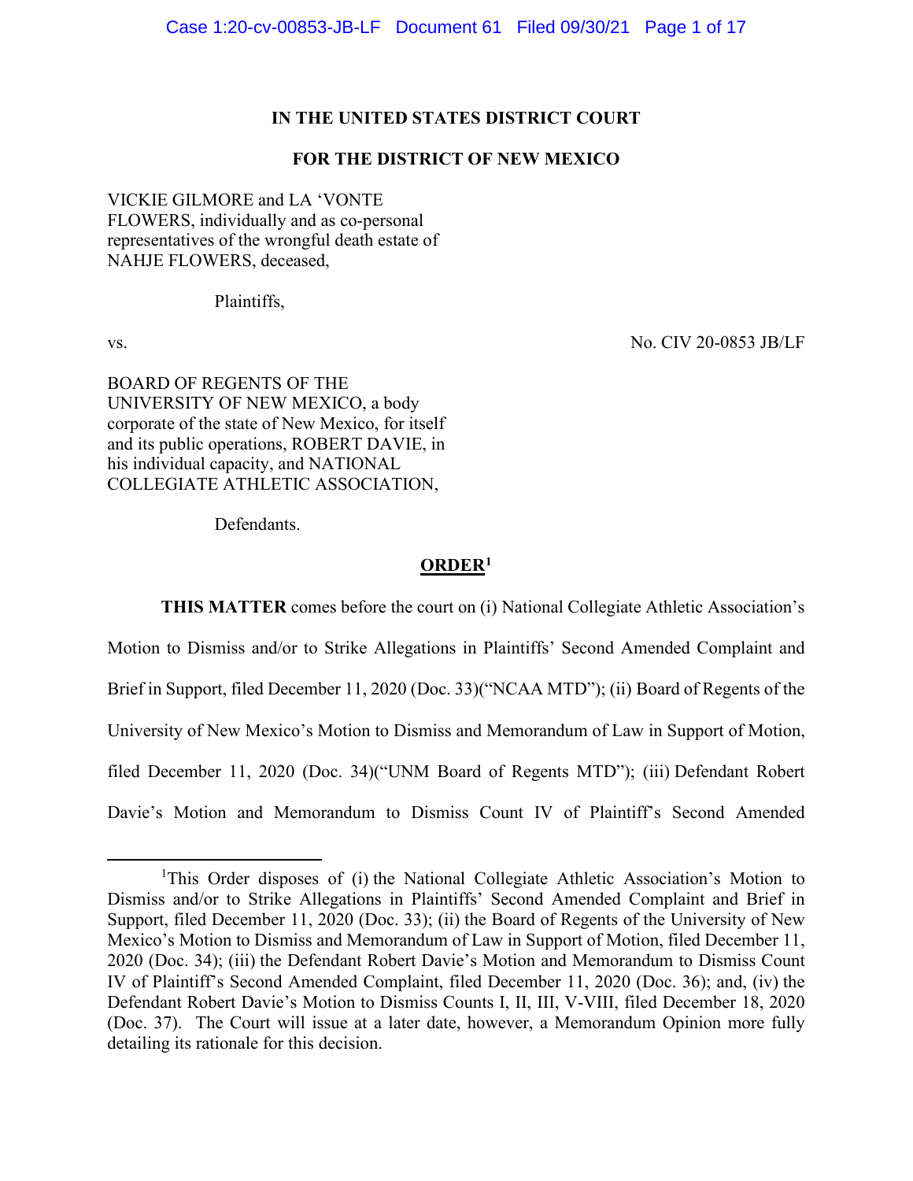**IN THE UNITED STATES DISTRICT COURT**

**FOR THE DISTRICT OF NEW MEXICO**

VICKIE GILMORE and LA 'VONTE FLOWERS, individually and as co-personal representatives of the wrongful death estate of NAHJE FLOWERS, deceased,

Plaintiffs,

vs. No. CIV 20-0853 JB/LF

BOARD OF REGENTS OF THE UNIVERSITY OF NEW MEXICO, a body corporate of the state of New Mexico, for itself and its public operations, ROBERT DAVIE, in his individual capacity, and NATIONAL COLLEGIATE ATHLETIC ASSOCIATION,

Defendants.

**ORDER**[1]

**THIS MATTER** comes before the court on (i) National Collegiate Athletic Association's Motion to Dismiss and/or to Strike Allegations in Plaintiffs' Second Amended Complaint and Brief in Support, filed December 11, 2020 (Doc. 33)("NCAA MTD"); (ii) Board of Regents of the University of New Mexico's Motion to Dismiss and Memorandum of Law in Support of Motion, filed December 11, 2020 (Doc. 34)("UNM Board of Regents MTD"); (iii) Defendant Robert Davie's Motion and Memorandum to Dismiss Count IV of Plaintiff's Second Amended

[1]This Order disposes of (i) the National Collegiate Athletic Association's Motion to Dismiss and/or to Strike Allegations in Plaintiffs' Second Amended Complaint and Brief in Support, filed December 11, 2020 (Doc. 33); (ii) the Board of Regents of the University of New Mexico's Motion to Dismiss and Memorandum of Law in Support of Motion, filed December 11, 2020 (Doc. 34); (iii) the Defendant Robert Davie's Motion and Memorandum to Dismiss Count IV of Plaintiff's Second Amended Complaint, filed December 11, 2020 (Doc. 36); and, (iv) the Defendant Robert Davie's Motion to Dismiss Counts I, II, III, V-VIII, filed December 18, 2020 (Doc. 37). The Court will issue at a later date, however, a Memorandum Opinion more fully detailing its rationale for this decision.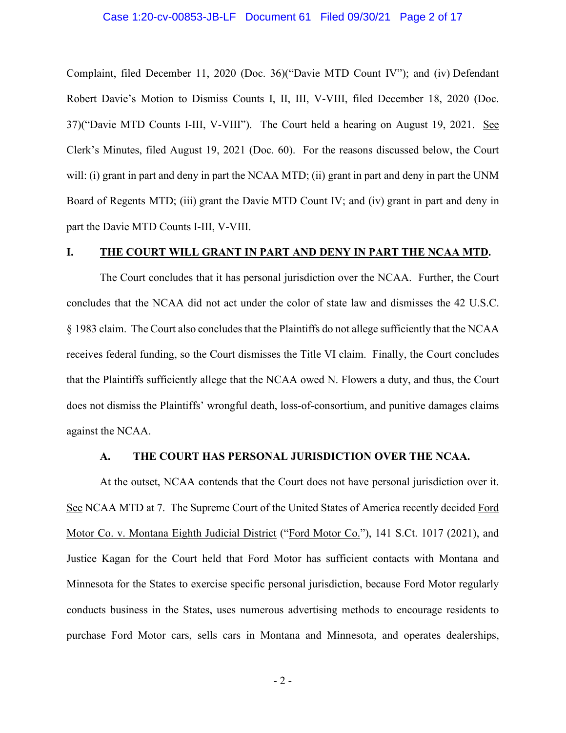Complaint, filed December 11, 2020 (Doc. 36)("Davie MTD Count IV"); and (iv) Defendant Robert Davie's Motion to Dismiss Counts I, II, III, V-VIII, filed December 18, 2020 (Doc. 37)("Davie MTD Counts I-III, V-VIII"). The Court held a hearing on August 19, 2021. See Clerk's Minutes, filed August 19, 2021 (Doc. 60). For the reasons discussed below, the Court will: (i) grant in part and deny in part the NCAA MTD; (ii) grant in part and deny in part the UNM Board of Regents MTD; (iii) grant the Davie MTD Count IV; and (iv) grant in part and deny in part the Davie MTD Counts I-III, V-VIII.

## I. THE COURT WILL GRANT IN PART AND DENY IN PART THE NCAA MTD.

The Court concludes that it has personal jurisdiction over the NCAA. Further, the Court concludes that the NCAA did not act under the color of state law and dismisses the 42 U.S.C. § 1983 claim. The Court also concludes that the Plaintiffs do not allege sufficiently that the NCAA receives federal funding, so the Court dismisses the Title VI claim. Finally, the Court concludes that the Plaintiffs sufficiently allege that the NCAA owed N. Flowers a duty, and thus, the Court does not dismiss the Plaintiffs' wrongful death, loss-of-consortium, and punitive damages claims against the NCAA.

### A. THE COURT HAS PERSONAL JURISDICTION OVER THE NCAA.

At the outset, NCAA contends that the Court does not have personal jurisdiction over it. See NCAA MTD at 7. The Supreme Court of the United States of America recently decided Ford Motor Co. v. Montana Eighth Judicial District ("Ford Motor Co."), 141 S.Ct. 1017 (2021), and Justice Kagan for the Court held that Ford Motor has sufficient contacts with Montana and Minnesota for the States to exercise specific personal jurisdiction, because Ford Motor regularly conducts business in the States, uses numerous advertising methods to encourage residents to purchase Ford Motor cars, sells cars in Montana and Minnesota, and operates dealerships,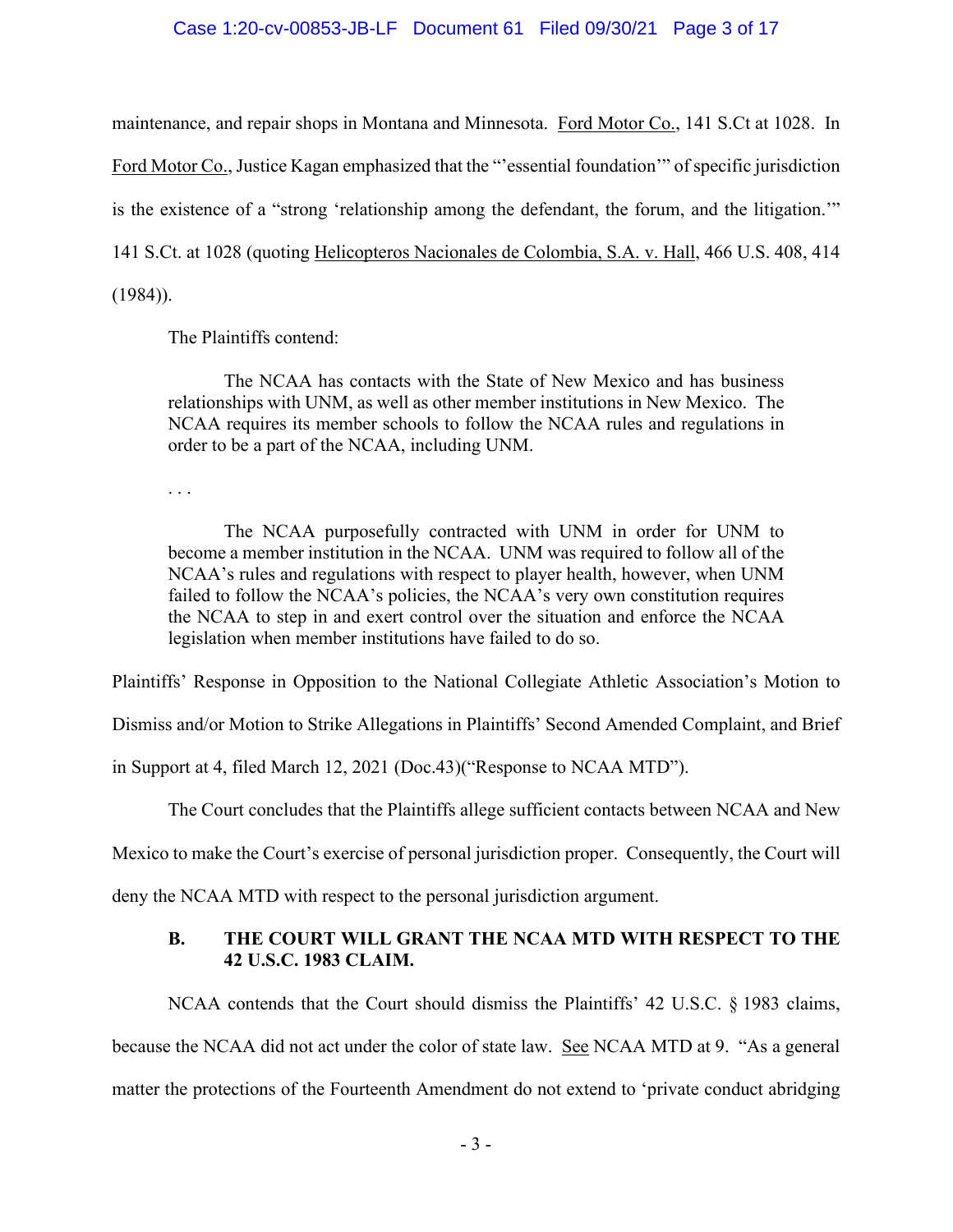maintenance, and repair shops in Montana and Minnesota. Ford Motor Co., 141 S.Ct at 1028. In Ford Motor Co., Justice Kagan emphasized that the "'essential foundation'" of specific jurisdiction is the existence of a "strong 'relationship among the defendant, the forum, and the litigation.'" 141 S.Ct. at 1028 (quoting Helicopteros Nacionales de Colombia, S.A. v. Hall, 466 U.S. 408, 414 (1984)).

The Plaintiffs contend:

> The NCAA has contacts with the State of New Mexico and has business relationships with UNM, as well as other member institutions in New Mexico. The NCAA requires its member schools to follow the NCAA rules and regulations in order to be a part of the NCAA, including UNM.
>
> . . .
>
> The NCAA purposefully contracted with UNM in order for UNM to become a member institution in the NCAA. UNM was required to follow all of the NCAA's rules and regulations with respect to player health, however, when UNM failed to follow the NCAA's policies, the NCAA's very own constitution requires the NCAA to step in and exert control over the situation and enforce the NCAA legislation when member institutions have failed to do so.

Plaintiffs' Response in Opposition to the National Collegiate Athletic Association's Motion to Dismiss and/or Motion to Strike Allegations in Plaintiffs' Second Amended Complaint, and Brief in Support at 4, filed March 12, 2021 (Doc.43)("Response to NCAA MTD").

The Court concludes that the Plaintiffs allege sufficient contacts between NCAA and New Mexico to make the Court's exercise of personal jurisdiction proper. Consequently, the Court will deny the NCAA MTD with respect to the personal jurisdiction argument.

### B. THE COURT WILL GRANT THE NCAA MTD WITH RESPECT TO THE 42 U.S.C. 1983 CLAIM.

NCAA contends that the Court should dismiss the Plaintiffs' 42 U.S.C. § 1983 claims, because the NCAA did not act under the color of state law. See NCAA MTD at 9. "As a general matter the protections of the Fourteenth Amendment do not extend to 'private conduct abridging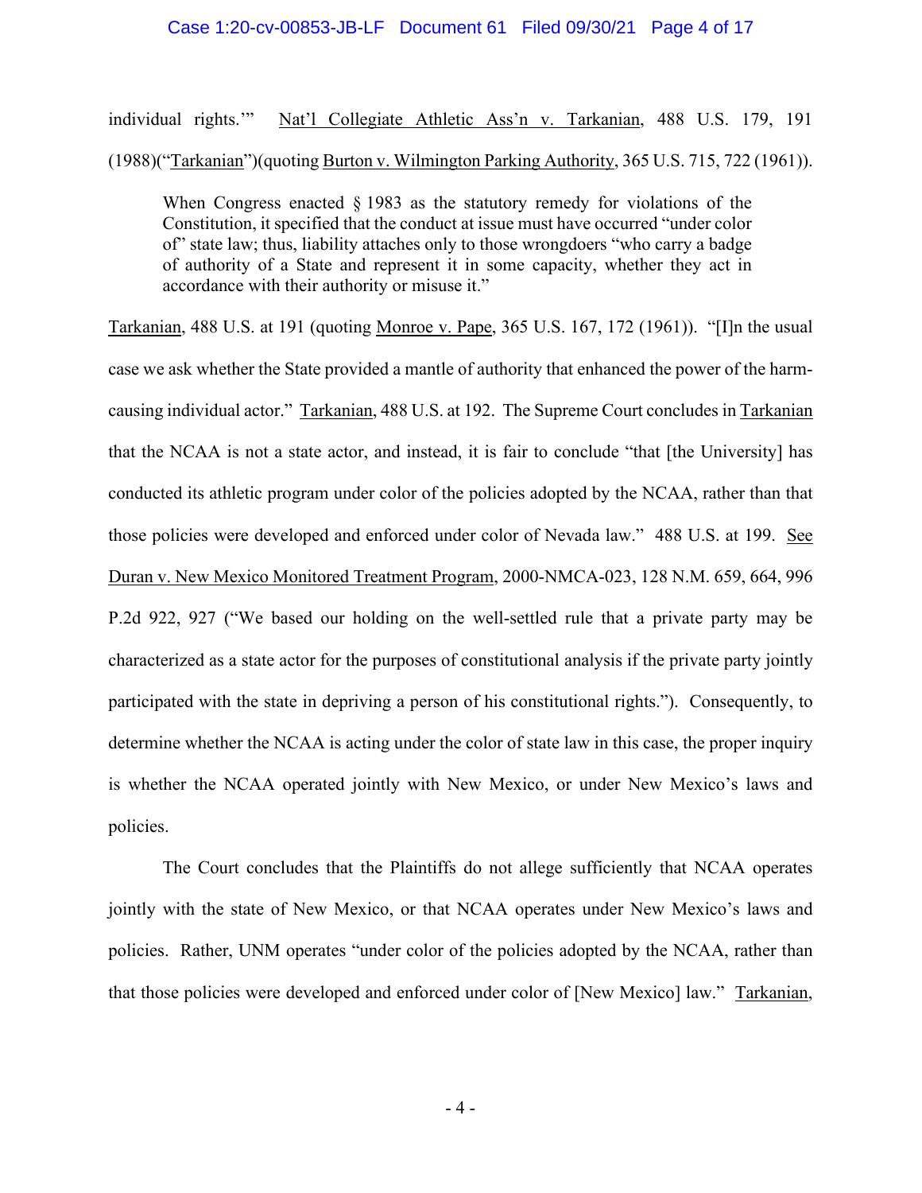individual rights.'" Nat'l Collegiate Athletic Ass'n v. Tarkanian, 488 U.S. 179, 191 (1988)("Tarkanian")(quoting Burton v. Wilmington Parking Authority, 365 U.S. 715, 722 (1961)).

> When Congress enacted § 1983 as the statutory remedy for violations of the Constitution, it specified that the conduct at issue must have occurred "under color of" state law; thus, liability attaches only to those wrongdoers "who carry a badge of authority of a State and represent it in some capacity, whether they act in accordance with their authority or misuse it."

Tarkanian, 488 U.S. at 191 (quoting Monroe v. Pape, 365 U.S. 167, 172 (1961)). "[I]n the usual case we ask whether the State provided a mantle of authority that enhanced the power of the harm-causing individual actor." Tarkanian, 488 U.S. at 192. The Supreme Court concludes in Tarkanian that the NCAA is not a state actor, and instead, it is fair to conclude "that [the University] has conducted its athletic program under color of the policies adopted by the NCAA, rather than that those policies were developed and enforced under color of Nevada law." 488 U.S. at 199. See Duran v. New Mexico Monitored Treatment Program, 2000-NMCA-023, 128 N.M. 659, 664, 996 P.2d 922, 927 ("We based our holding on the well-settled rule that a private party may be characterized as a state actor for the purposes of constitutional analysis if the private party jointly participated with the state in depriving a person of his constitutional rights."). Consequently, to determine whether the NCAA is acting under the color of state law in this case, the proper inquiry is whether the NCAA operated jointly with New Mexico, or under New Mexico's laws and policies.

The Court concludes that the Plaintiffs do not allege sufficiently that NCAA operates jointly with the state of New Mexico, or that NCAA operates under New Mexico's laws and policies. Rather, UNM operates "under color of the policies adopted by the NCAA, rather than that those policies were developed and enforced under color of [New Mexico] law." Tarkanian,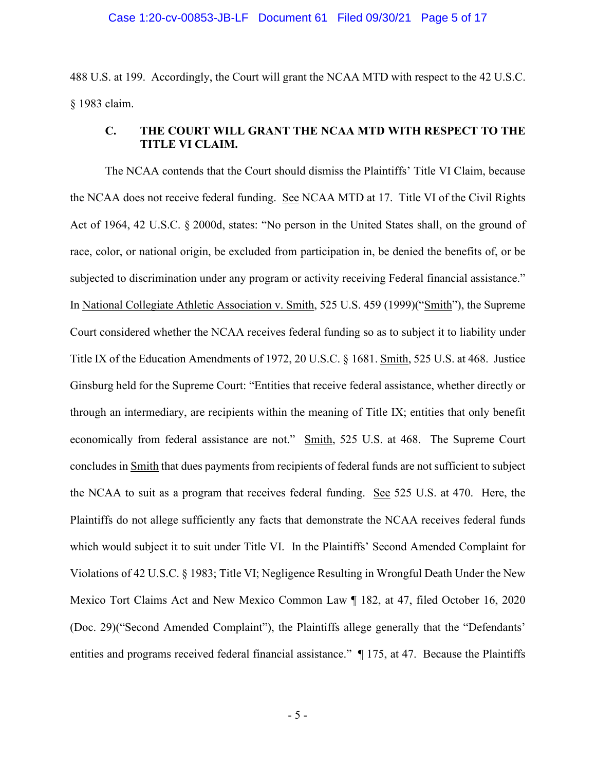488 U.S. at 199. Accordingly, the Court will grant the NCAA MTD with respect to the 42 U.S.C. § 1983 claim.

### C. THE COURT WILL GRANT THE NCAA MTD WITH RESPECT TO THE TITLE VI CLAIM.

The NCAA contends that the Court should dismiss the Plaintiffs' Title VI Claim, because the NCAA does not receive federal funding. See NCAA MTD at 17. Title VI of the Civil Rights Act of 1964, 42 U.S.C. § 2000d, states: "No person in the United States shall, on the ground of race, color, or national origin, be excluded from participation in, be denied the benefits of, or be subjected to discrimination under any program or activity receiving Federal financial assistance." In National Collegiate Athletic Association v. Smith, 525 U.S. 459 (1999)("Smith"), the Supreme Court considered whether the NCAA receives federal funding so as to subject it to liability under Title IX of the Education Amendments of 1972, 20 U.S.C. § 1681. Smith, 525 U.S. at 468. Justice Ginsburg held for the Supreme Court: "Entities that receive federal assistance, whether directly or through an intermediary, are recipients within the meaning of Title IX; entities that only benefit economically from federal assistance are not." Smith, 525 U.S. at 468. The Supreme Court concludes in Smith that dues payments from recipients of federal funds are not sufficient to subject the NCAA to suit as a program that receives federal funding. See 525 U.S. at 470. Here, the Plaintiffs do not allege sufficiently any facts that demonstrate the NCAA receives federal funds which would subject it to suit under Title VI. In the Plaintiffs' Second Amended Complaint for Violations of 42 U.S.C. § 1983; Title VI; Negligence Resulting in Wrongful Death Under the New Mexico Tort Claims Act and New Mexico Common Law ¶ 182, at 47, filed October 16, 2020 (Doc. 29)("Second Amended Complaint"), the Plaintiffs allege generally that the "Defendants' entities and programs received federal financial assistance." ¶ 175, at 47. Because the Plaintiffs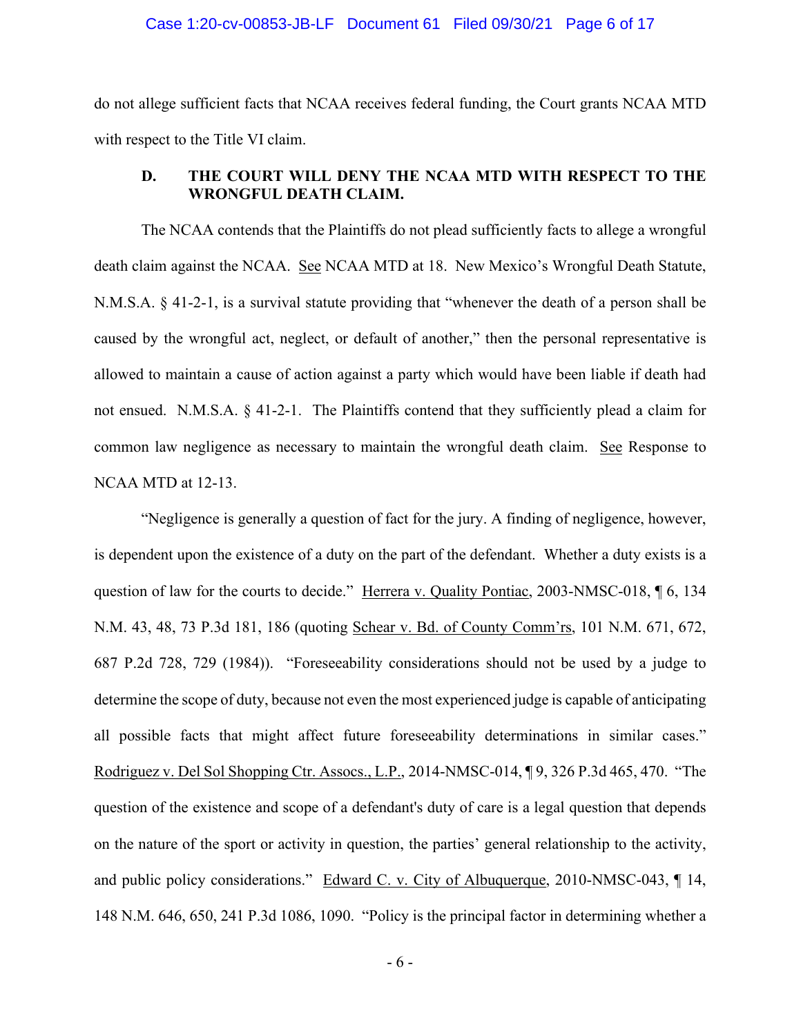do not allege sufficient facts that NCAA receives federal funding, the Court grants NCAA MTD with respect to the Title VI claim.

### D. THE COURT WILL DENY THE NCAA MTD WITH RESPECT TO THE WRONGFUL DEATH CLAIM.

The NCAA contends that the Plaintiffs do not plead sufficiently facts to allege a wrongful death claim against the NCAA. See NCAA MTD at 18. New Mexico's Wrongful Death Statute, N.M.S.A. § 41-2-1, is a survival statute providing that "whenever the death of a person shall be caused by the wrongful act, neglect, or default of another," then the personal representative is allowed to maintain a cause of action against a party which would have been liable if death had not ensued. N.M.S.A. § 41-2-1. The Plaintiffs contend that they sufficiently plead a claim for common law negligence as necessary to maintain the wrongful death claim. See Response to NCAA MTD at 12-13.

"Negligence is generally a question of fact for the jury. A finding of negligence, however, is dependent upon the existence of a duty on the part of the defendant. Whether a duty exists is a question of law for the courts to decide." Herrera v. Quality Pontiac, 2003-NMSC-018, ¶ 6, 134 N.M. 43, 48, 73 P.3d 181, 186 (quoting Schear v. Bd. of County Comm'rs, 101 N.M. 671, 672, 687 P.2d 728, 729 (1984)). "Foreseeability considerations should not be used by a judge to determine the scope of duty, because not even the most experienced judge is capable of anticipating all possible facts that might affect future foreseeability determinations in similar cases." Rodriguez v. Del Sol Shopping Ctr. Assocs., L.P., 2014-NMSC-014, ¶ 9, 326 P.3d 465, 470. "The question of the existence and scope of a defendant's duty of care is a legal question that depends on the nature of the sport or activity in question, the parties' general relationship to the activity, and public policy considerations." Edward C. v. City of Albuquerque, 2010-NMSC-043, ¶ 14, 148 N.M. 646, 650, 241 P.3d 1086, 1090. "Policy is the principal factor in determining whether a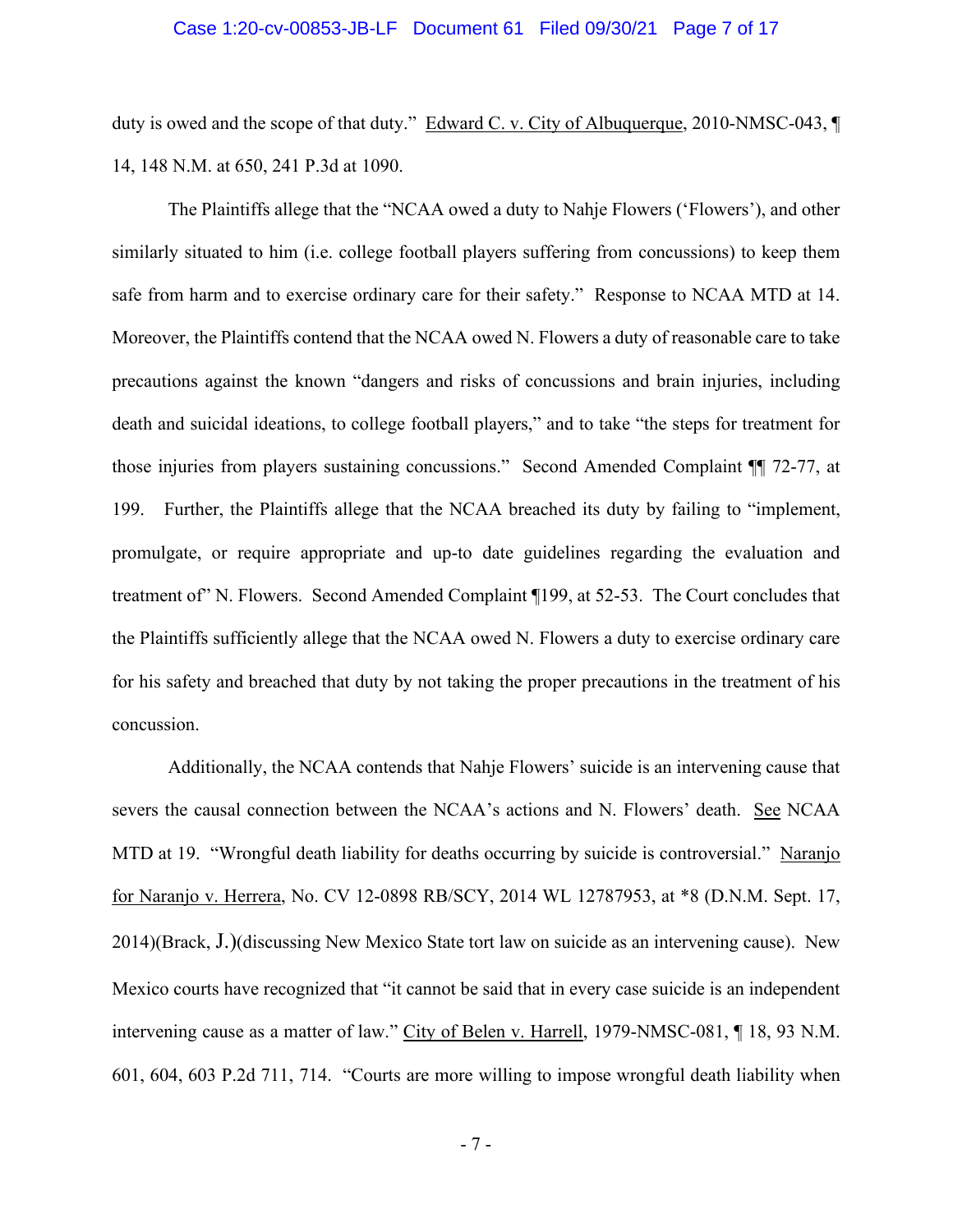duty is owed and the scope of that duty." Edward C. v. City of Albuquerque, 2010-NMSC-043, ¶ 14, 148 N.M. at 650, 241 P.3d at 1090.

The Plaintiffs allege that the "NCAA owed a duty to Nahje Flowers ('Flowers'), and other similarly situated to him (i.e. college football players suffering from concussions) to keep them safe from harm and to exercise ordinary care for their safety." Response to NCAA MTD at 14. Moreover, the Plaintiffs contend that the NCAA owed N. Flowers a duty of reasonable care to take precautions against the known "dangers and risks of concussions and brain injuries, including death and suicidal ideations, to college football players," and to take "the steps for treatment for those injuries from players sustaining concussions." Second Amended Complaint ¶¶ 72-77, at 199. Further, the Plaintiffs allege that the NCAA breached its duty by failing to "implement, promulgate, or require appropriate and up-to date guidelines regarding the evaluation and treatment of" N. Flowers. Second Amended Complaint ¶199, at 52-53. The Court concludes that the Plaintiffs sufficiently allege that the NCAA owed N. Flowers a duty to exercise ordinary care for his safety and breached that duty by not taking the proper precautions in the treatment of his concussion.

Additionally, the NCAA contends that Nahje Flowers' suicide is an intervening cause that severs the causal connection between the NCAA's actions and N. Flowers' death. See NCAA MTD at 19. "Wrongful death liability for deaths occurring by suicide is controversial." Naranjo for Naranjo v. Herrera, No. CV 12-0898 RB/SCY, 2014 WL 12787953, at *8 (D.N.M. Sept. 17, 2014)(Brack, J.)(discussing New Mexico State tort law on suicide as an intervening cause). New Mexico courts have recognized that "it cannot be said that in every case suicide is an independent intervening cause as a matter of law." City of Belen v. Harrell, 1979-NMSC-081, ¶ 18, 93 N.M. 601, 604, 603 P.2d 711, 714. "Courts are more willing to impose wrongful death liability when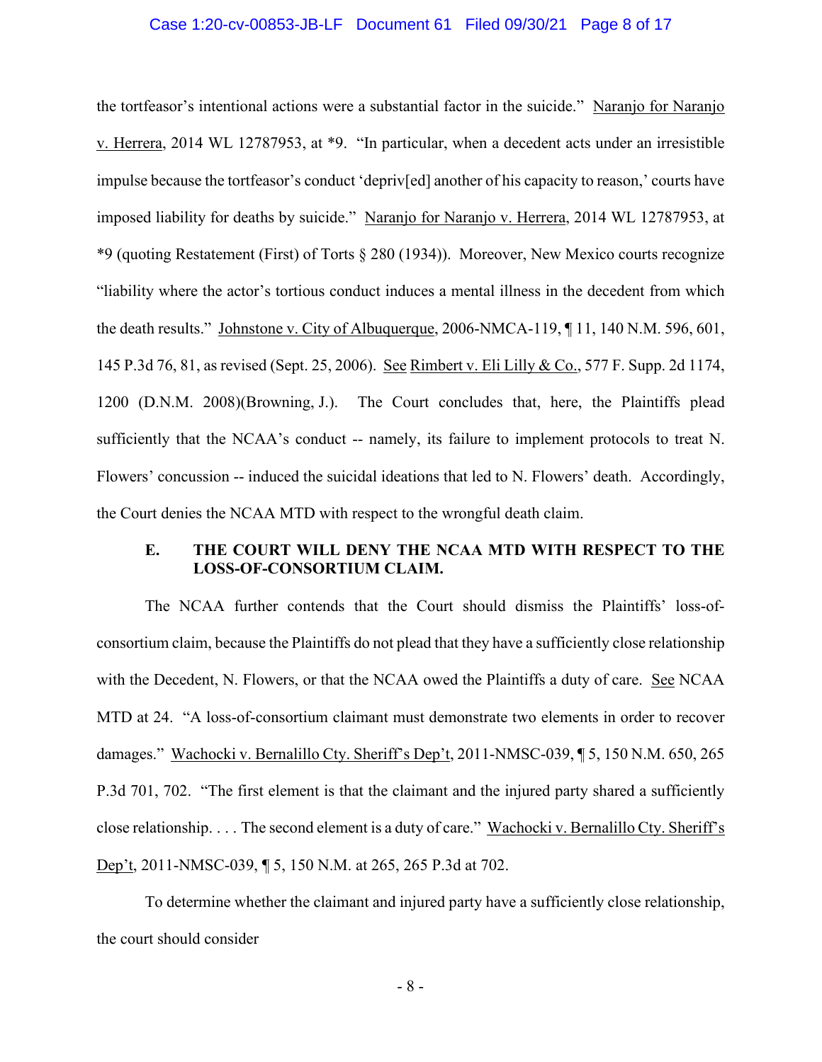the tortfeasor's intentional actions were a substantial factor in the suicide." Naranjo for Naranjo v. Herrera, 2014 WL 12787953, at *9. "In particular, when a decedent acts under an irresistible impulse because the tortfeasor's conduct 'depriv[ed] another of his capacity to reason,' courts have imposed liability for deaths by suicide." Naranjo for Naranjo v. Herrera, 2014 WL 12787953, at *9 (quoting Restatement (First) of Torts § 280 (1934)). Moreover, New Mexico courts recognize "liability where the actor's tortious conduct induces a mental illness in the decedent from which the death results." Johnstone v. City of Albuquerque, 2006-NMCA-119, ¶ 11, 140 N.M. 596, 601, 145 P.3d 76, 81, as revised (Sept. 25, 2006). See Rimbert v. Eli Lilly & Co., 577 F. Supp. 2d 1174, 1200 (D.N.M. 2008)(Browning, J.). The Court concludes that, here, the Plaintiffs plead sufficiently that the NCAA's conduct -- namely, its failure to implement protocols to treat N. Flowers' concussion -- induced the suicidal ideations that led to N. Flowers' death. Accordingly, the Court denies the NCAA MTD with respect to the wrongful death claim.

### E. THE COURT WILL DENY THE NCAA MTD WITH RESPECT TO THE LOSS-OF-CONSORTIUM CLAIM.

The NCAA further contends that the Court should dismiss the Plaintiffs' loss-of-consortium claim, because the Plaintiffs do not plead that they have a sufficiently close relationship with the Decedent, N. Flowers, or that the NCAA owed the Plaintiffs a duty of care. See NCAA MTD at 24. "A loss-of-consortium claimant must demonstrate two elements in order to recover damages." Wachocki v. Bernalillo Cty. Sheriff's Dep't, 2011-NMSC-039, ¶ 5, 150 N.M. 650, 265 P.3d 701, 702. "The first element is that the claimant and the injured party shared a sufficiently close relationship. . . . The second element is a duty of care." Wachocki v. Bernalillo Cty. Sheriff's Dep't, 2011-NMSC-039, ¶ 5, 150 N.M. at 265, 265 P.3d at 702.

To determine whether the claimant and injured party have a sufficiently close relationship, the court should consider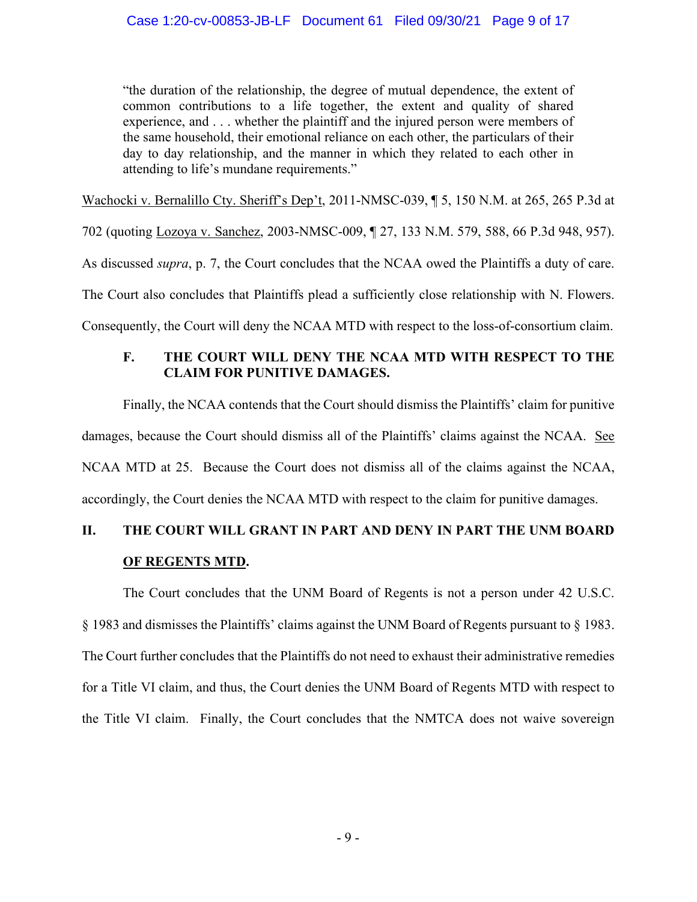> "the duration of the relationship, the degree of mutual dependence, the extent of common contributions to a life together, the extent and quality of shared experience, and . . . whether the plaintiff and the injured person were members of the same household, their emotional reliance on each other, the particulars of their day to day relationship, and the manner in which they related to each other in attending to life's mundane requirements."

Wachocki v. Bernalillo Cty. Sheriff's Dep't, 2011-NMSC-039, ¶ 5, 150 N.M. at 265, 265 P.3d at 702 (quoting Lozoya v. Sanchez, 2003-NMSC-009, ¶ 27, 133 N.M. 579, 588, 66 P.3d 948, 957). As discussed *supra*, p. 7, the Court concludes that the NCAA owed the Plaintiffs a duty of care. The Court also concludes that Plaintiffs plead a sufficiently close relationship with N. Flowers. Consequently, the Court will deny the NCAA MTD with respect to the loss-of-consortium claim.

### F. THE COURT WILL DENY THE NCAA MTD WITH RESPECT TO THE CLAIM FOR PUNITIVE DAMAGES.

Finally, the NCAA contends that the Court should dismiss the Plaintiffs' claim for punitive damages, because the Court should dismiss all of the Plaintiffs' claims against the NCAA. See NCAA MTD at 25. Because the Court does not dismiss all of the claims against the NCAA, accordingly, the Court denies the NCAA MTD with respect to the claim for punitive damages.

## II. THE COURT WILL GRANT IN PART AND DENY IN PART THE UNM BOARD OF REGENTS MTD.

The Court concludes that the UNM Board of Regents is not a person under 42 U.S.C. § 1983 and dismisses the Plaintiffs' claims against the UNM Board of Regents pursuant to § 1983. The Court further concludes that the Plaintiffs do not need to exhaust their administrative remedies for a Title VI claim, and thus, the Court denies the UNM Board of Regents MTD with respect to the Title VI claim. Finally, the Court concludes that the NMTCA does not waive sovereign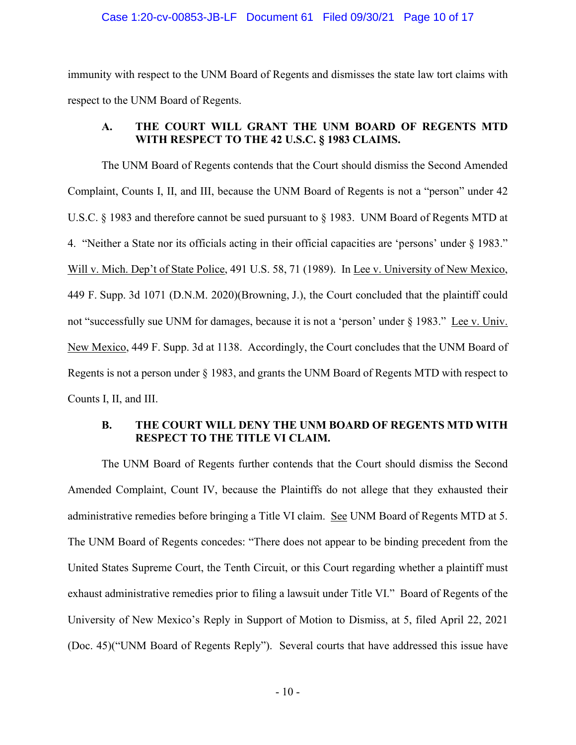immunity with respect to the UNM Board of Regents and dismisses the state law tort claims with respect to the UNM Board of Regents.

### A. THE COURT WILL GRANT THE UNM BOARD OF REGENTS MTD WITH RESPECT TO THE 42 U.S.C. § 1983 CLAIMS.

The UNM Board of Regents contends that the Court should dismiss the Second Amended Complaint, Counts I, II, and III, because the UNM Board of Regents is not a "person" under 42 U.S.C. § 1983 and therefore cannot be sued pursuant to § 1983. UNM Board of Regents MTD at 4. "Neither a State nor its officials acting in their official capacities are 'persons' under § 1983." Will v. Mich. Dep't of State Police, 491 U.S. 58, 71 (1989). In Lee v. University of New Mexico, 449 F. Supp. 3d 1071 (D.N.M. 2020)(Browning, J.), the Court concluded that the plaintiff could not "successfully sue UNM for damages, because it is not a 'person' under § 1983." Lee v. Univ. New Mexico, 449 F. Supp. 3d at 1138. Accordingly, the Court concludes that the UNM Board of Regents is not a person under § 1983, and grants the UNM Board of Regents MTD with respect to Counts I, II, and III.

### B. THE COURT WILL DENY THE UNM BOARD OF REGENTS MTD WITH RESPECT TO THE TITLE VI CLAIM.

The UNM Board of Regents further contends that the Court should dismiss the Second Amended Complaint, Count IV, because the Plaintiffs do not allege that they exhausted their administrative remedies before bringing a Title VI claim. See UNM Board of Regents MTD at 5. The UNM Board of Regents concedes: "There does not appear to be binding precedent from the United States Supreme Court, the Tenth Circuit, or this Court regarding whether a plaintiff must exhaust administrative remedies prior to filing a lawsuit under Title VI." Board of Regents of the University of New Mexico's Reply in Support of Motion to Dismiss, at 5, filed April 22, 2021 (Doc. 45)("UNM Board of Regents Reply"). Several courts that have addressed this issue have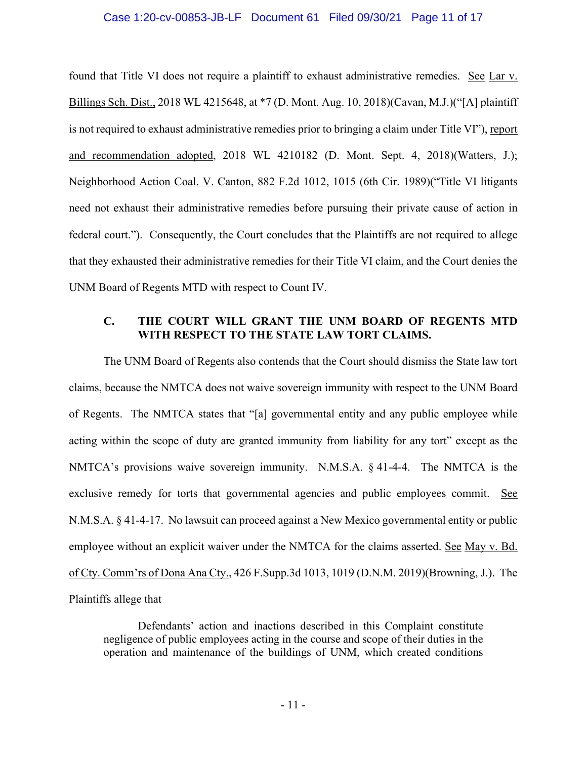found that Title VI does not require a plaintiff to exhaust administrative remedies. See Lar v. Billings Sch. Dist., 2018 WL 4215648, at *7 (D. Mont. Aug. 10, 2018)(Cavan, M.J.)("[A] plaintiff is not required to exhaust administrative remedies prior to bringing a claim under Title VI"), report and recommendation adopted, 2018 WL 4210182 (D. Mont. Sept. 4, 2018)(Watters, J.); Neighborhood Action Coal. V. Canton, 882 F.2d 1012, 1015 (6th Cir. 1989)("Title VI litigants need not exhaust their administrative remedies before pursuing their private cause of action in federal court."). Consequently, the Court concludes that the Plaintiffs are not required to allege that they exhausted their administrative remedies for their Title VI claim, and the Court denies the UNM Board of Regents MTD with respect to Count IV.

### C. THE COURT WILL GRANT THE UNM BOARD OF REGENTS MTD WITH RESPECT TO THE STATE LAW TORT CLAIMS.

The UNM Board of Regents also contends that the Court should dismiss the State law tort claims, because the NMTCA does not waive sovereign immunity with respect to the UNM Board of Regents. The NMTCA states that "[a] governmental entity and any public employee while acting within the scope of duty are granted immunity from liability for any tort" except as the NMTCA's provisions waive sovereign immunity. N.M.S.A. § 41-4-4. The NMTCA is the exclusive remedy for torts that governmental agencies and public employees commit. See N.M.S.A. § 41-4-17. No lawsuit can proceed against a New Mexico governmental entity or public employee without an explicit waiver under the NMTCA for the claims asserted. See May v. Bd. of Cty. Comm'rs of Dona Ana Cty., 426 F.Supp.3d 1013, 1019 (D.N.M. 2019)(Browning, J.). The Plaintiffs allege that

> Defendants' action and inactions described in this Complaint constitute negligence of public employees acting in the course and scope of their duties in the operation and maintenance of the buildings of UNM, which created conditions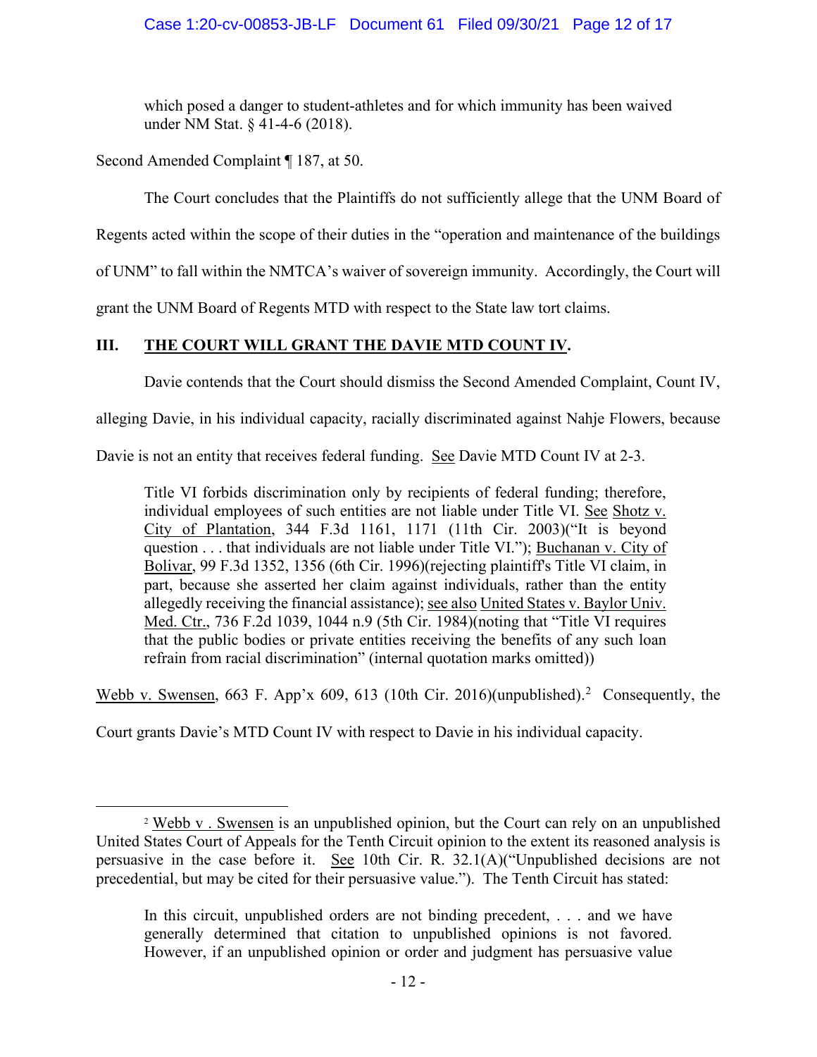> which posed a danger to student-athletes and for which immunity has been waived under NM Stat. § 41-4-6 (2018).

Second Amended Complaint ¶ 187, at 50.

The Court concludes that the Plaintiffs do not sufficiently allege that the UNM Board of Regents acted within the scope of their duties in the "operation and maintenance of the buildings of UNM" to fall within the NMTCA's waiver of sovereign immunity. Accordingly, the Court will grant the UNM Board of Regents MTD with respect to the State law tort claims.

### III. THE COURT WILL GRANT THE DAVIE MTD COUNT IV.

Davie contends that the Court should dismiss the Second Amended Complaint, Count IV, alleging Davie, in his individual capacity, racially discriminated against Nahje Flowers, because Davie is not an entity that receives federal funding. See Davie MTD Count IV at 2-3.

> Title VI forbids discrimination only by recipients of federal funding; therefore, individual employees of such entities are not liable under Title VI. See Shotz v. City of Plantation, 344 F.3d 1161, 1171 (11th Cir. 2003)("It is beyond question . . . that individuals are not liable under Title VI."); Buchanan v. City of Bolivar, 99 F.3d 1352, 1356 (6th Cir. 1996)(rejecting plaintiff's Title VI claim, in part, because she asserted her claim against individuals, rather than the entity allegedly receiving the financial assistance); see also United States v. Baylor Univ. Med. Ctr., 736 F.2d 1039, 1044 n.9 (5th Cir. 1984)(noting that "Title VI requires that the public bodies or private entities receiving the benefits of any such loan refrain from racial discrimination" (internal quotation marks omitted))

Webb v. Swensen, 663 F. App'x 609, 613 (10th Cir. 2016)(unpublished).[2] Consequently, the Court grants Davie's MTD Count IV with respect to Davie in his individual capacity.

---

[2] Webb v . Swensen is an unpublished opinion, but the Court can rely on an unpublished United States Court of Appeals for the Tenth Circuit opinion to the extent its reasoned analysis is persuasive in the case before it. See 10th Cir. R. 32.1(A)("Unpublished decisions are not precedential, but may be cited for their persuasive value."). The Tenth Circuit has stated:

> In this circuit, unpublished orders are not binding precedent, . . . and we have generally determined that citation to unpublished opinions is not favored. However, if an unpublished opinion or order and judgment has persuasive value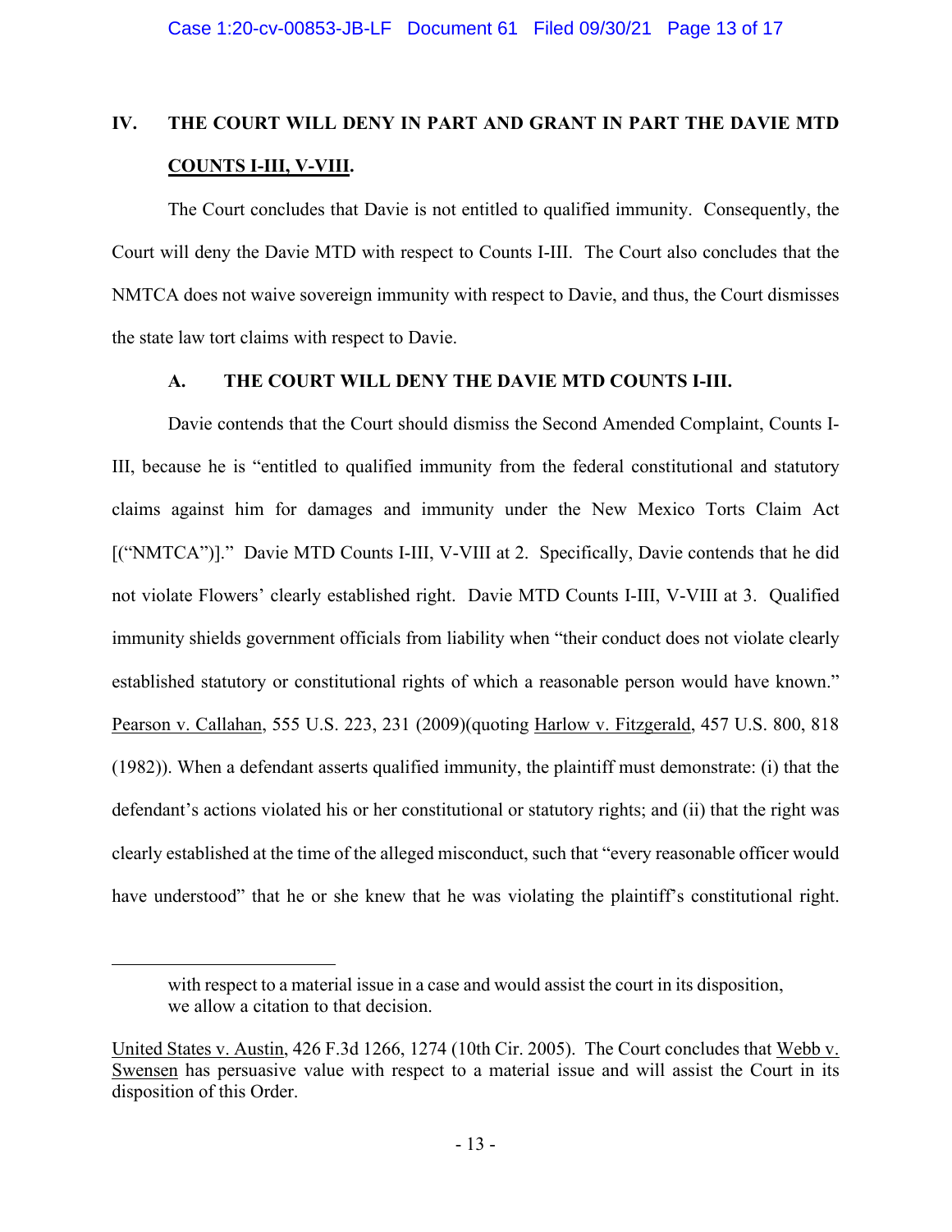## IV. THE COURT WILL DENY IN PART AND GRANT IN PART THE DAVIE MTD COUNTS I-III, V-VIII.

The Court concludes that Davie is not entitled to qualified immunity. Consequently, the Court will deny the Davie MTD with respect to Counts I-III. The Court also concludes that the NMTCA does not waive sovereign immunity with respect to Davie, and thus, the Court dismisses the state law tort claims with respect to Davie.

### A. THE COURT WILL DENY THE DAVIE MTD COUNTS I-III.

Davie contends that the Court should dismiss the Second Amended Complaint, Counts I-III, because he is "entitled to qualified immunity from the federal constitutional and statutory claims against him for damages and immunity under the New Mexico Torts Claim Act [("NMTCA")]." Davie MTD Counts I-III, V-VIII at 2. Specifically, Davie contends that he did not violate Flowers' clearly established right. Davie MTD Counts I-III, V-VIII at 3. Qualified immunity shields government officials from liability when "their conduct does not violate clearly established statutory or constitutional rights of which a reasonable person would have known." Pearson v. Callahan, 555 U.S. 223, 231 (2009)(quoting Harlow v. Fitzgerald, 457 U.S. 800, 818 (1982)). When a defendant asserts qualified immunity, the plaintiff must demonstrate: (i) that the defendant's actions violated his or her constitutional or statutory rights; and (ii) that the right was clearly established at the time of the alleged misconduct, such that "every reasonable officer would have understood" that he or she knew that he was violating the plaintiff's constitutional right.

---

> with respect to a material issue in a case and would assist the court in its disposition, we allow a citation to that decision.

United States v. Austin, 426 F.3d 1266, 1274 (10th Cir. 2005). The Court concludes that Webb v. Swensen has persuasive value with respect to a material issue and will assist the Court in its disposition of this Order.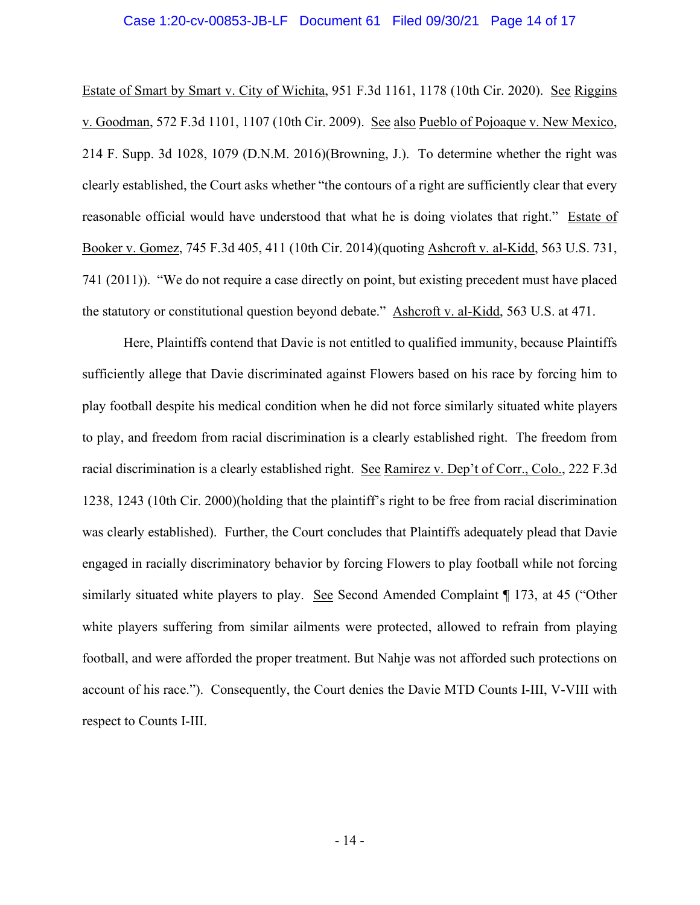Estate of Smart by Smart v. City of Wichita, 951 F.3d 1161, 1178 (10th Cir. 2020). See Riggins v. Goodman, 572 F.3d 1101, 1107 (10th Cir. 2009). See also Pueblo of Pojoaque v. New Mexico, 214 F. Supp. 3d 1028, 1079 (D.N.M. 2016)(Browning, J.). To determine whether the right was clearly established, the Court asks whether "the contours of a right are sufficiently clear that every reasonable official would have understood that what he is doing violates that right." Estate of Booker v. Gomez, 745 F.3d 405, 411 (10th Cir. 2014)(quoting Ashcroft v. al-Kidd, 563 U.S. 731, 741 (2011)). "We do not require a case directly on point, but existing precedent must have placed the statutory or constitutional question beyond debate." Ashcroft v. al-Kidd, 563 U.S. at 471.

Here, Plaintiffs contend that Davie is not entitled to qualified immunity, because Plaintiffs sufficiently allege that Davie discriminated against Flowers based on his race by forcing him to play football despite his medical condition when he did not force similarly situated white players to play, and freedom from racial discrimination is a clearly established right. The freedom from racial discrimination is a clearly established right. See Ramirez v. Dep't of Corr., Colo., 222 F.3d 1238, 1243 (10th Cir. 2000)(holding that the plaintiff's right to be free from racial discrimination was clearly established). Further, the Court concludes that Plaintiffs adequately plead that Davie engaged in racially discriminatory behavior by forcing Flowers to play football while not forcing similarly situated white players to play. See Second Amended Complaint ¶ 173, at 45 ("Other white players suffering from similar ailments were protected, allowed to refrain from playing football, and were afforded the proper treatment. But Nahje was not afforded such protections on account of his race."). Consequently, the Court denies the Davie MTD Counts I-III, V-VIII with respect to Counts I-III.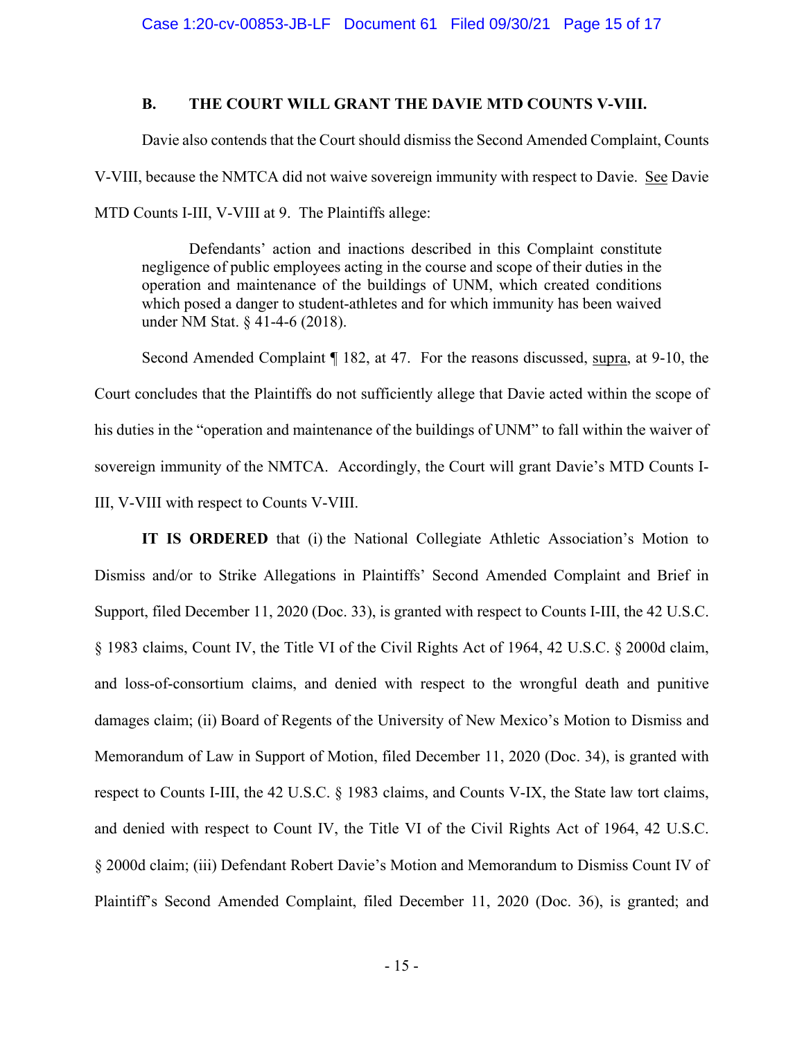### B. THE COURT WILL GRANT THE DAVIE MTD COUNTS V-VIII.

Davie also contends that the Court should dismiss the Second Amended Complaint, Counts V-VIII, because the NMTCA did not waive sovereign immunity with respect to Davie. See Davie MTD Counts I-III, V-VIII at 9. The Plaintiffs allege:

> Defendants' action and inactions described in this Complaint constitute negligence of public employees acting in the course and scope of their duties in the operation and maintenance of the buildings of UNM, which created conditions which posed a danger to student-athletes and for which immunity has been waived under NM Stat. § 41-4-6 (2018).

Second Amended Complaint ¶ 182, at 47. For the reasons discussed, supra, at 9-10, the Court concludes that the Plaintiffs do not sufficiently allege that Davie acted within the scope of his duties in the "operation and maintenance of the buildings of UNM" to fall within the waiver of sovereign immunity of the NMTCA. Accordingly, the Court will grant Davie's MTD Counts I-III, V-VIII with respect to Counts V-VIII.

**IT IS ORDERED** that (i) the National Collegiate Athletic Association's Motion to Dismiss and/or to Strike Allegations in Plaintiffs' Second Amended Complaint and Brief in Support, filed December 11, 2020 (Doc. 33), is granted with respect to Counts I-III, the 42 U.S.C. § 1983 claims, Count IV, the Title VI of the Civil Rights Act of 1964, 42 U.S.C. § 2000d claim, and loss-of-consortium claims, and denied with respect to the wrongful death and punitive damages claim; (ii) Board of Regents of the University of New Mexico's Motion to Dismiss and Memorandum of Law in Support of Motion, filed December 11, 2020 (Doc. 34), is granted with respect to Counts I-III, the 42 U.S.C. § 1983 claims, and Counts V-IX, the State law tort claims, and denied with respect to Count IV, the Title VI of the Civil Rights Act of 1964, 42 U.S.C. § 2000d claim; (iii) Defendant Robert Davie's Motion and Memorandum to Dismiss Count IV of Plaintiff's Second Amended Complaint, filed December 11, 2020 (Doc. 36), is granted; and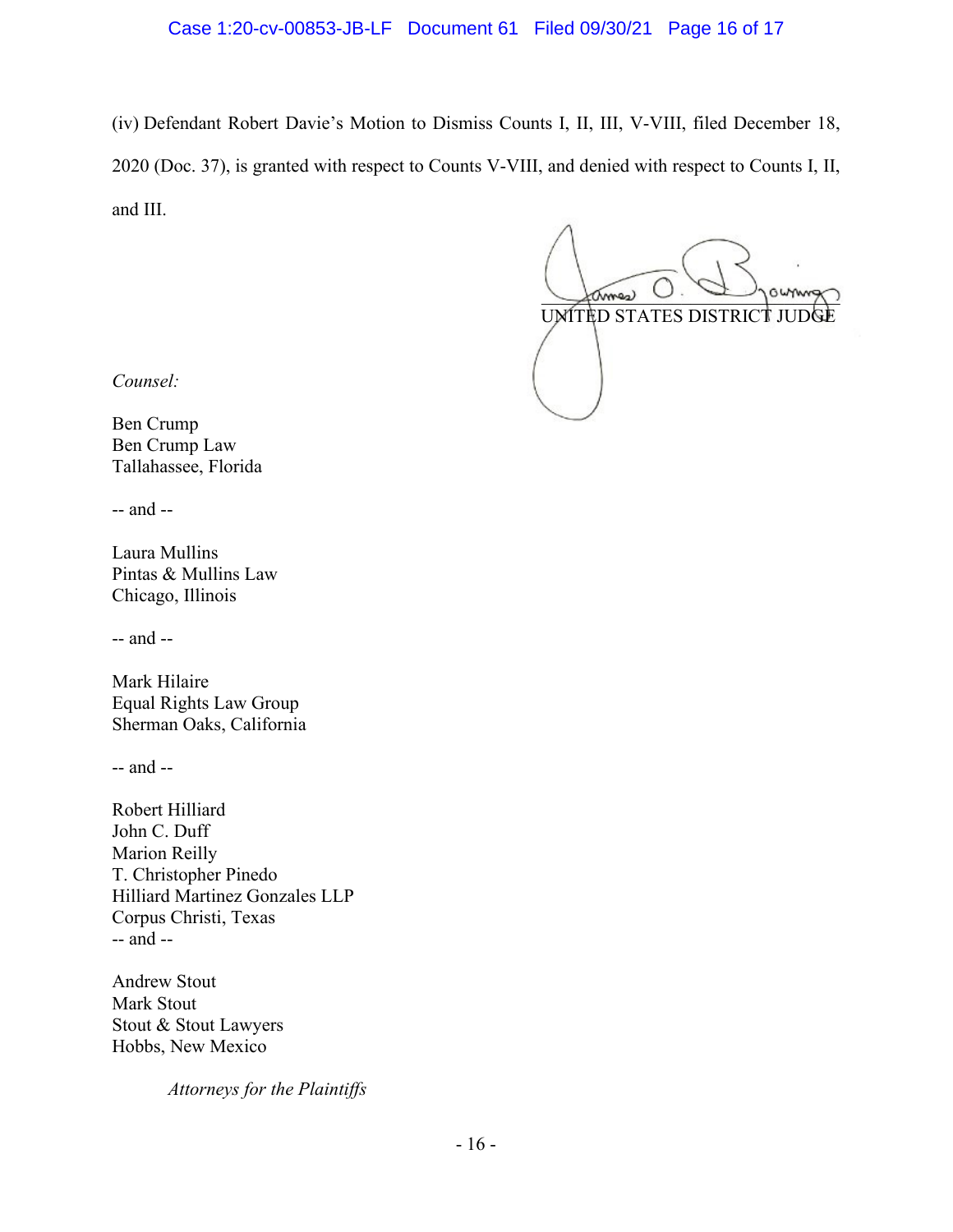(iv) Defendant Robert Davie's Motion to Dismiss Counts I, II, III, V-VIII, filed December 18, 2020 (Doc. 37), is granted with respect to Counts V-VIII, and denied with respect to Counts I, II, and III.

UNITED STATES DISTRICT JUDGE

*Counsel:*

Ben Crump
Ben Crump Law
Tallahassee, Florida

-- and --

Laura Mullins
Pintas & Mullins Law
Chicago, Illinois

-- and --

Mark Hilaire
Equal Rights Law Group
Sherman Oaks, California

-- and --

Robert Hilliard
John C. Duff
Marion Reilly
T. Christopher Pinedo
Hilliard Martinez Gonzales LLP
Corpus Christi, Texas
-- and --

Andrew Stout
Mark Stout
Stout & Stout Lawyers
Hobbs, New Mexico

*Attorneys for the Plaintiffs*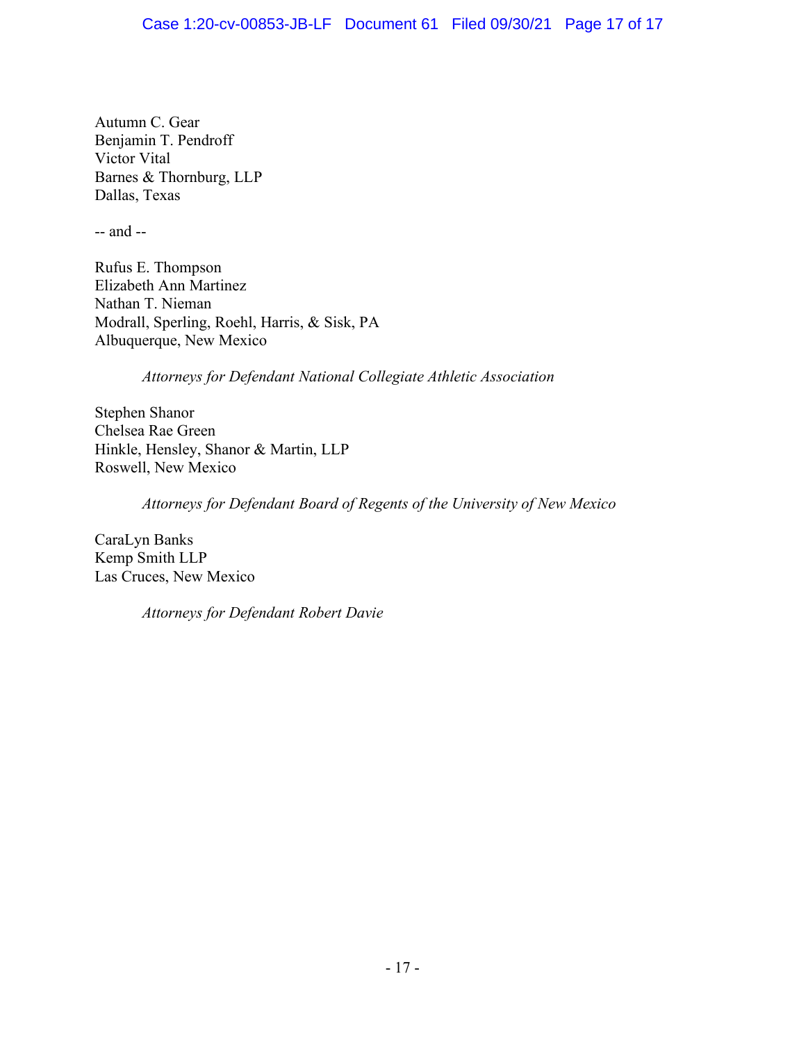Autumn C. Gear
Benjamin T. Pendroff
Victor Vital
Barnes & Thornburg, LLP
Dallas, Texas

-- and --

Rufus E. Thompson
Elizabeth Ann Martinez
Nathan T. Nieman
Modrall, Sperling, Roehl, Harris, & Sisk, PA
Albuquerque, New Mexico

*Attorneys for Defendant National Collegiate Athletic Association*

Stephen Shanor
Chelsea Rae Green
Hinkle, Hensley, Shanor & Martin, LLP
Roswell, New Mexico

*Attorneys for Defendant Board of Regents of the University of New Mexico*

CaraLyn Banks
Kemp Smith LLP
Las Cruces, New Mexico

*Attorneys for Defendant Robert Davie*